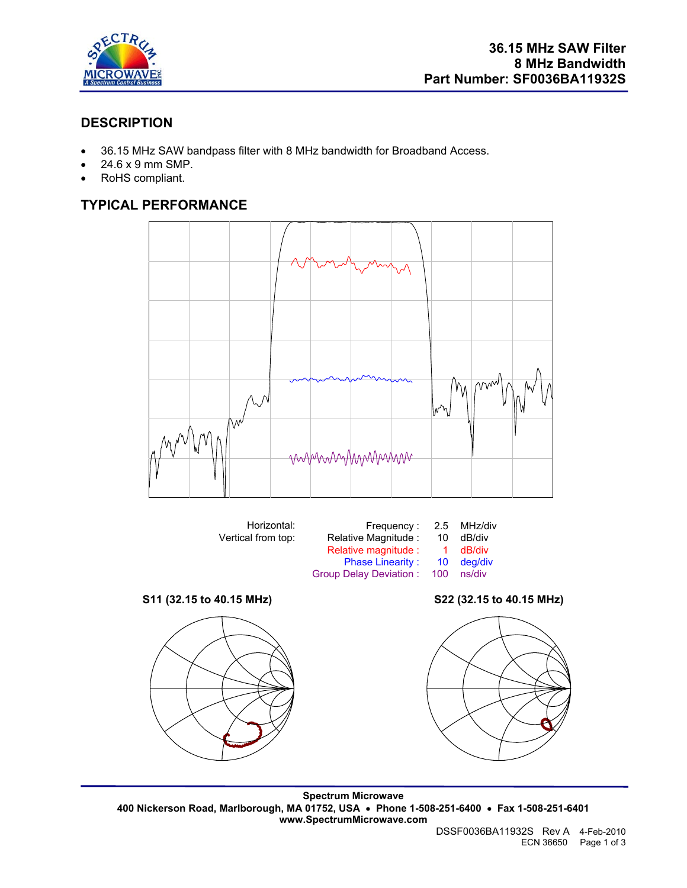# 36.15 MHz SAW Filter
# 8 MHz Bandwidth
# Part Number: SF0036BA11932S

## DESCRIPTION

- 36.15 MHz SAW bandpass filter with 8 MHz bandwidth for Broadband Access.
- 24.6 x 9 mm SMP.
- RoHS compliant.

## TYPICAL PERFORMANCE

| | | | |
|---|---|---|---|
| Horizontal: | Frequency : | 2.5 | MHz/div |
| Vertical from top: | Relative Magnitude : | 10 | dB/div |
| | Relative magnitude : | 1 | dB/div |
| | Phase Linearity : | 10 | deg/div |
| | Group Delay Deviation : | 100 | ns/div |

**S11 (32.15 to 40.15 MHz)**

**S22 (32.15 to 40.15 MHz)**

**Spectrum Microwave**
**400 Nickerson Road, Marlborough, MA 01752, USA • Phone 1-508-251-6400 • Fax 1-508-251-6401**
**www.SpectrumMicrowave.com**

DSSF0036BA11932S Rev A 4-Feb-2010
ECN 36650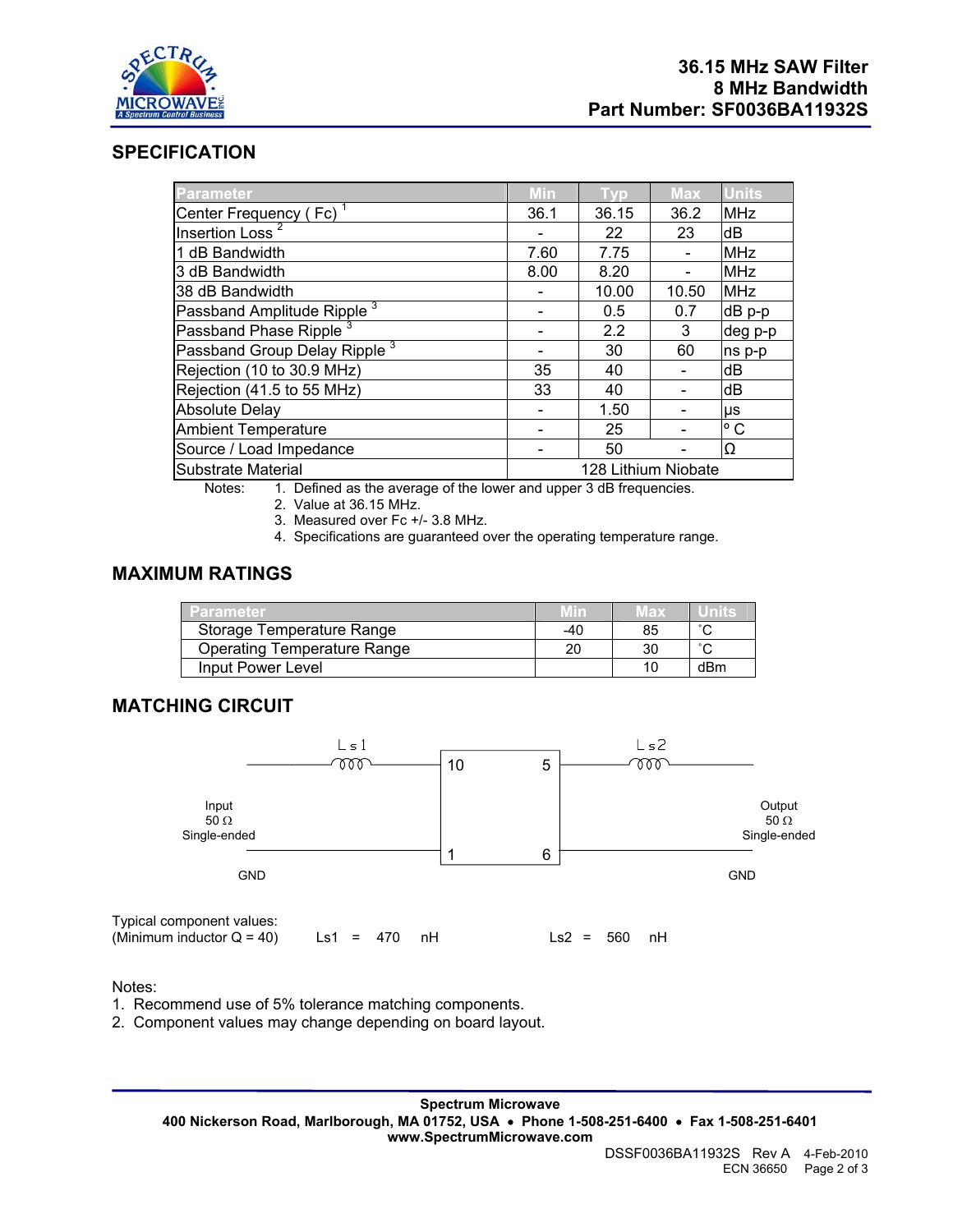# 36.15 MHz SAW Filter
## 8 MHz Bandwidth
## Part Number: SF0036BA11932S

## SPECIFICATION

| Parameter | Min | Typ | Max | Units |
|---|---|---|---|---|
| Center Frequency ( Fc) [1] | 36.1 | 36.15 | 36.2 | MHz |
| Insertion Loss [2] | - | 22 | 23 | dB |
| 1 dB Bandwidth | 7.60 | 7.75 | - | MHz |
| 3 dB Bandwidth | 8.00 | 8.20 | - | MHz |
| 38 dB Bandwidth | - | 10.00 | 10.50 | MHz |
| Passband Amplitude Ripple [3] | - | 0.5 | 0.7 | dB p-p |
| Passband Phase Ripple [3] | - | 2.2 | 3 | deg p-p |
| Passband Group Delay Ripple [3] | - | 30 | 60 | ns p-p |
| Rejection (10 to 30.9 MHz) | 35 | 40 | - | dB |
| Rejection (41.5 to 55 MHz) | 33 | 40 | - | dB |
| Absolute Delay | - | 1.50 | - | µs |
| Ambient Temperature | - | 25 | - | ° C |
| Source / Load Impedance | - | 50 | - | Ω |
| Substrate Material | 128 Lithium Niobate | | | |

Notes:
1. Defined as the average of the lower and upper 3 dB frequencies.
2. Value at 36.15 MHz.
3. Measured over Fc +/- 3.8 MHz.
4. Specifications are guaranteed over the operating temperature range.

## MAXIMUM RATINGS

| Parameter | Min | Max | Units |
|---|---|---|---|
| Storage Temperature Range | -40 | 85 | ˚C |
| Operating Temperature Range | 20 | 30 | ˚C |
| Input Power Level | | 10 | dBm |

## MATCHING CIRCUIT

Input 50 Ω Single-ended — Ls1 — pin 10; pin 1 — GND

Output 50 Ω Single-ended — Ls2 — pin 5; pin 6 — GND

Typical component values:
(Minimum inductor Q = 40) Ls1 = 470 nH Ls2 = 560 nH

Notes:
1. Recommend use of 5% tolerance matching components.
2. Component values may change depending on board layout.

**Spectrum Microwave**
**400 Nickerson Road, Marlborough, MA 01752, USA • Phone 1-508-251-6400 • Fax 1-508-251-6401**
**www.SpectrumMicrowave.com**

DSSF0036BA11932S Rev A 4-Feb-2010
ECN 36650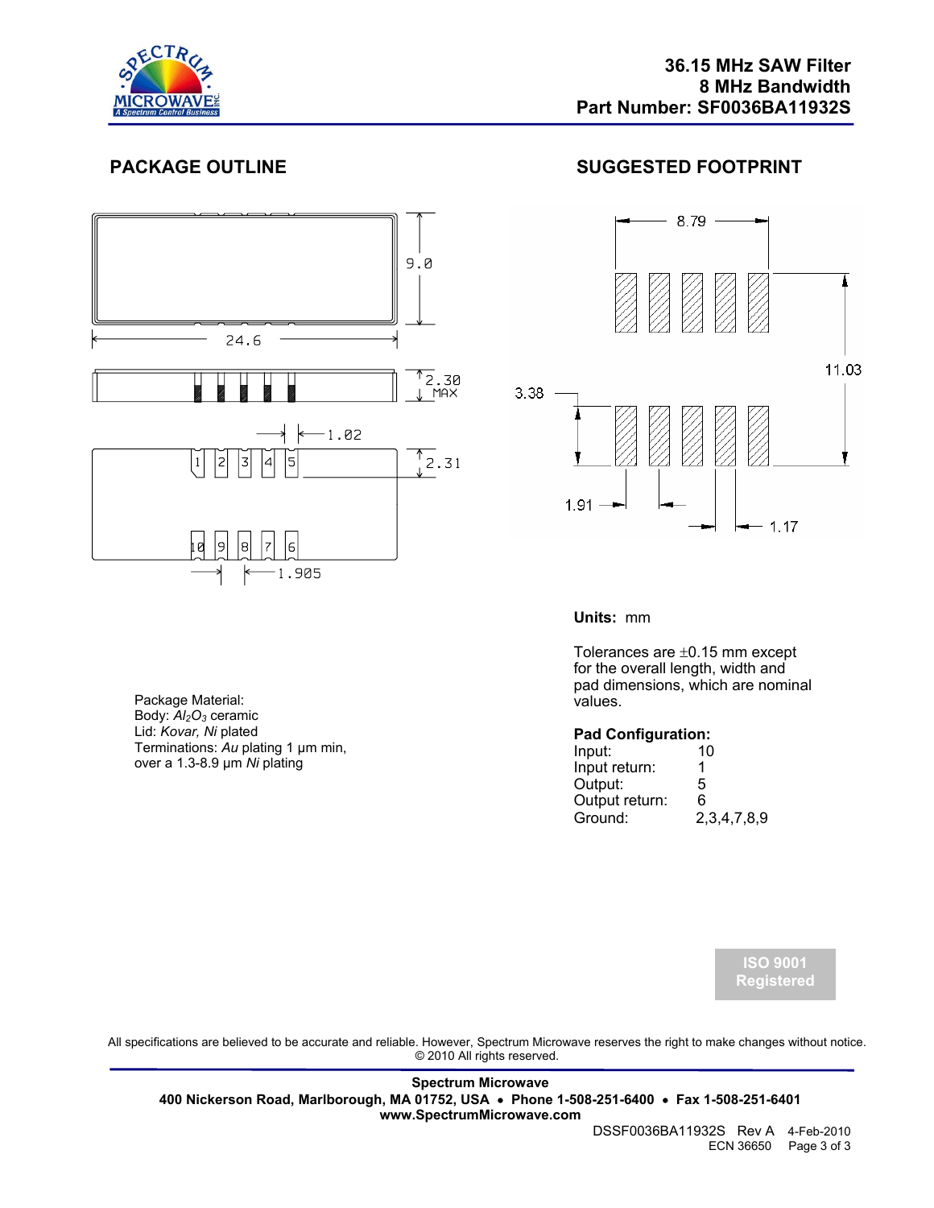# 36.15 MHz SAW Filter
# 8 MHz Bandwidth
# Part Number: SF0036BA11932S

## PACKAGE OUTLINE

9.0

24.6

2.30
MAX

1.02

2.31

1 2 3 4 5

10 9 8 7 6

1.905

## SUGGESTED FOOTPRINT

8.79

11.03

3.38

1.91

1.17

Package Material:
Body: *$Al_2O_3$* ceramic
Lid: *Kovar, Ni* plated
Terminations: *Au* plating 1 μm min, over a 1.3-8.9 μm *Ni* plating

**Units:** mm

Tolerances are ±0.15 mm except for the overall length, width and pad dimensions, which are nominal values.

**Pad Configuration:**

| | |
|---|---|
| Input: | 10 |
| Input return: | 1 |
| Output: | 5 |
| Output return: | 6 |
| Ground: | 2,3,4,7,8,9 |

ISO 9001
Registered

All specifications are believed to be accurate and reliable. However, Spectrum Microwave reserves the right to make changes without notice.
© 2010 All rights reserved.

**Spectrum Microwave**
**400 Nickerson Road, Marlborough, MA 01752, USA • Phone 1-508-251-6400 • Fax 1-508-251-6401**
**www.SpectrumMicrowave.com**

DSSF0036BA11932S Rev A 4-Feb-2010
ECN 36650